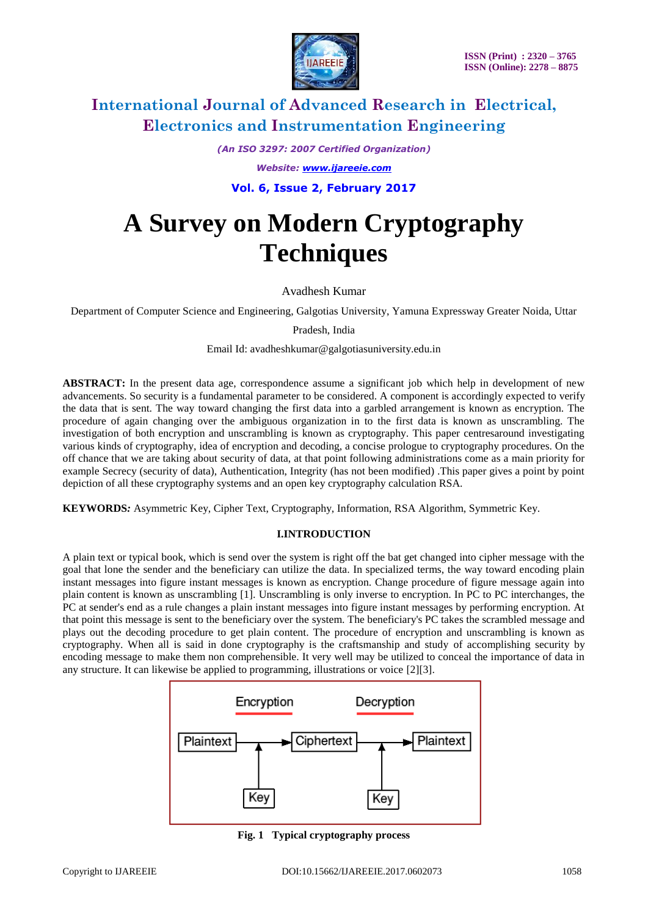# International Journal of Advanced Research in Electrical, Electronics and Instrumentation Engineering

*(An ISO 3297: 2007 Certified Organization)*

*Website: www.ijareeie.com*

**Vol. 6, Issue 2, February 2017**

# A Survey on Modern Cryptography Techniques

Avadhesh Kumar

Department of Computer Science and Engineering, Galgotias University, Yamuna Expressway Greater Noida, Uttar Pradesh, India

Email Id: avadheshkumar@galgotiasuniversity.edu.in

**ABSTRACT:** In the present data age, correspondence assume a significant job which help in development of new advancements. So security is a fundamental parameter to be considered. A component is accordingly expected to verify the data that is sent. The way toward changing the first data into a garbled arrangement is known as encryption. The procedure of again changing over the ambiguous organization in to the first data is known as unscrambling. The investigation of both encryption and unscrambling is known as cryptography. This paper centresaround investigating various kinds of cryptography, idea of encryption and decoding, a concise prologue to cryptography procedures. On the off chance that we are taking about security of data, at that point following administrations come as a main priority for example Secrecy (security of data), Authentication, Integrity (has not been modified) .This paper gives a point by point depiction of all these cryptography systems and an open key cryptography calculation RSA.

**KEYWORDS***:* Asymmetric Key, Cipher Text, Cryptography, Information, RSA Algorithm, Symmetric Key.

## I.INTRODUCTION

A plain text or typical book, which is send over the system is right off the bat get changed into cipher message with the goal that lone the sender and the beneficiary can utilize the data. In specialized terms, the way toward encoding plain instant messages into figure instant messages is known as encryption. Change procedure of figure message again into plain content is known as unscrambling [1]. Unscrambling is only inverse to encryption. In PC to PC interchanges, the PC at sender's end as a rule changes a plain instant messages into figure instant messages by performing encryption. At that point this message is sent to the beneficiary over the system. The beneficiary's PC takes the scrambled message and plays out the decoding procedure to get plain content. The procedure of encryption and unscrambling is known as cryptography. When all is said in done cryptography is the craftsmanship and study of accomplishing security by encoding message to make them non comprehensible. It very well may be utilized to conceal the importance of data in any structure. It can likewise be applied to programming, illustrations or voice [2][3].

Encryption Decryption

Plaintext → Ciphertext → Plaintext

Key Key

**Fig. 1 Typical cryptography process**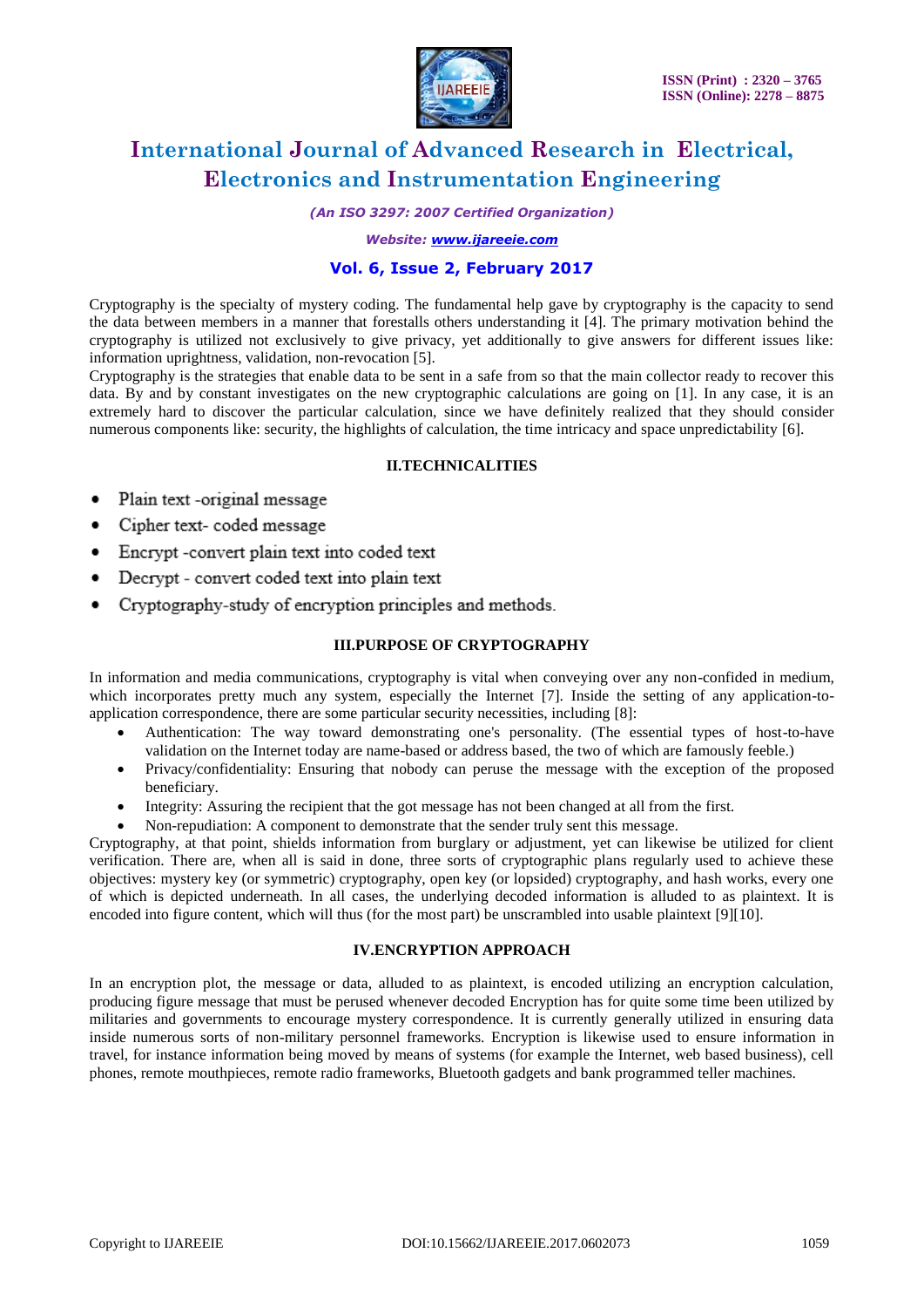Cryptography is the specialty of mystery coding. The fundamental help gave by cryptography is the capacity to send the data between members in a manner that forestalls others understanding it [4]. The primary motivation behind the cryptography is utilized not exclusively to give privacy, yet additionally to give answers for different issues like: information uprightness, validation, non-revocation [5].
Cryptography is the strategies that enable data to be sent in a safe from so that the main collector ready to recover this data. By and by constant investigates on the new cryptographic calculations are going on [1]. In any case, it is an extremely hard to discover the particular calculation, since we have definitely realized that they should consider numerous components like: security, the highlights of calculation, the time intricacy and space unpredictability [6].

## II.TECHNICALITIES

- Plain text -original message
- Cipher text- coded message
- Encrypt -convert plain text into coded text
- Decrypt - convert coded text into plain text
- Cryptography-study of encryption principles and methods.

## III.PURPOSE OF CRYPTOGRAPHY

In information and media communications, cryptography is vital when conveying over any non-confided in medium, which incorporates pretty much any system, especially the Internet [7]. Inside the setting of any application-to-application correspondence, there are some particular security necessities, including [8]:

- Authentication: The way toward demonstrating one's personality. (The essential types of host-to-have validation on the Internet today are name-based or address based, the two of which are famously feeble.)
- Privacy/confidentiality: Ensuring that nobody can peruse the message with the exception of the proposed beneficiary.
- Integrity: Assuring the recipient that the got message has not been changed at all from the first.
- Non-repudiation: A component to demonstrate that the sender truly sent this message.

Cryptography, at that point, shields information from burglary or adjustment, yet can likewise be utilized for client verification. There are, when all is said in done, three sorts of cryptographic plans regularly used to achieve these objectives: mystery key (or symmetric) cryptography, open key (or lopsided) cryptography, and hash works, every one of which is depicted underneath. In all cases, the underlying decoded information is alluded to as plaintext. It is encoded into figure content, which will thus (for the most part) be unscrambled into usable plaintext [9][10].

## IV.ENCRYPTION APPROACH

In an encryption plot, the message or data, alluded to as plaintext, is encoded utilizing an encryption calculation, producing figure message that must be perused whenever decoded Encryption has for quite some time been utilized by militaries and governments to encourage mystery correspondence. It is currently generally utilized in ensuring data inside numerous sorts of non-military personnel frameworks. Encryption is likewise used to ensure information in travel, for instance information being moved by means of systems (for example the Internet, web based business), cell phones, remote mouthpieces, remote radio frameworks, Bluetooth gadgets and bank programmed teller machines.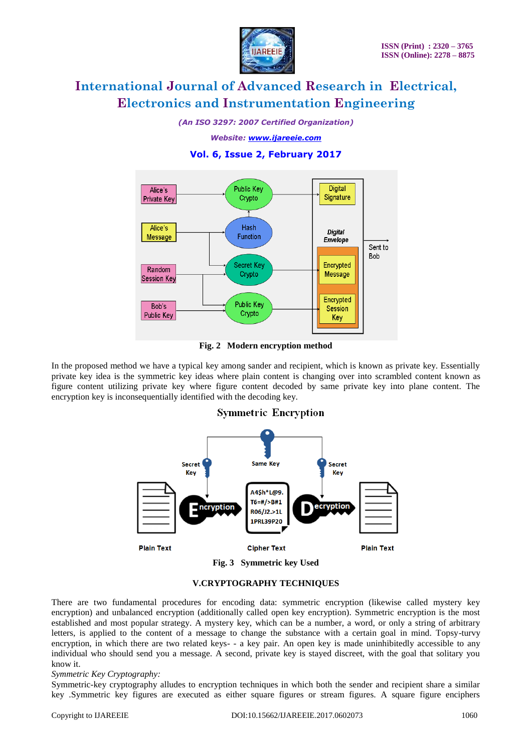Alice's Private Key
Alice's Message
Random Session Key
Bob's Public Key
Public Key Crypto
Hash Function
Secret Key Crypto
Public Key Crypto
Digital Signature
Digital Envelope
Encrypted Message
Encrypted Session Key
Sent to Bob

Fig. 2 Modern encryption method

In the proposed method we have a typical key among sander and recipient, which is known as private key. Essentially private key idea is the symmetric key ideas where plain content is changing over into scrambled content known as figure content utilizing private key where figure content decoded by same private key into plane content. The encryption key is inconsequentially identified with the decoding key.

Symmetric Encryption

Secret Key
Same Key
Secret Key
Encryption
A4$h*L@9. T6=#/>B#1 R06/J2.>1L 1PRL39P20
Decryption
Plain Text
Cipher Text
Plain Text

Fig. 3 Symmetric key Used

## V.CRYPTOGRAPHY TECHNIQUES

There are two fundamental procedures for encoding data: symmetric encryption (likewise called mystery key encryption) and unbalanced encryption (additionally called open key encryption). Symmetric encryption is the most established and most popular strategy. A mystery key, which can be a number, a word, or only a string of arbitrary letters, is applied to the content of a message to change the substance with a certain goal in mind. Topsy-turvy encryption, in which there are two related keys- - a key pair. An open key is made uninhibitedly accessible to any individual who should send you a message. A second, private key is stayed discreet, with the goal that solitary you know it.

*Symmetric Key Cryptography:*

Symmetric-key cryptography alludes to encryption techniques in which both the sender and recipient share a similar key .Symmetric key figures are executed as either square figures or stream figures. A square figure enciphers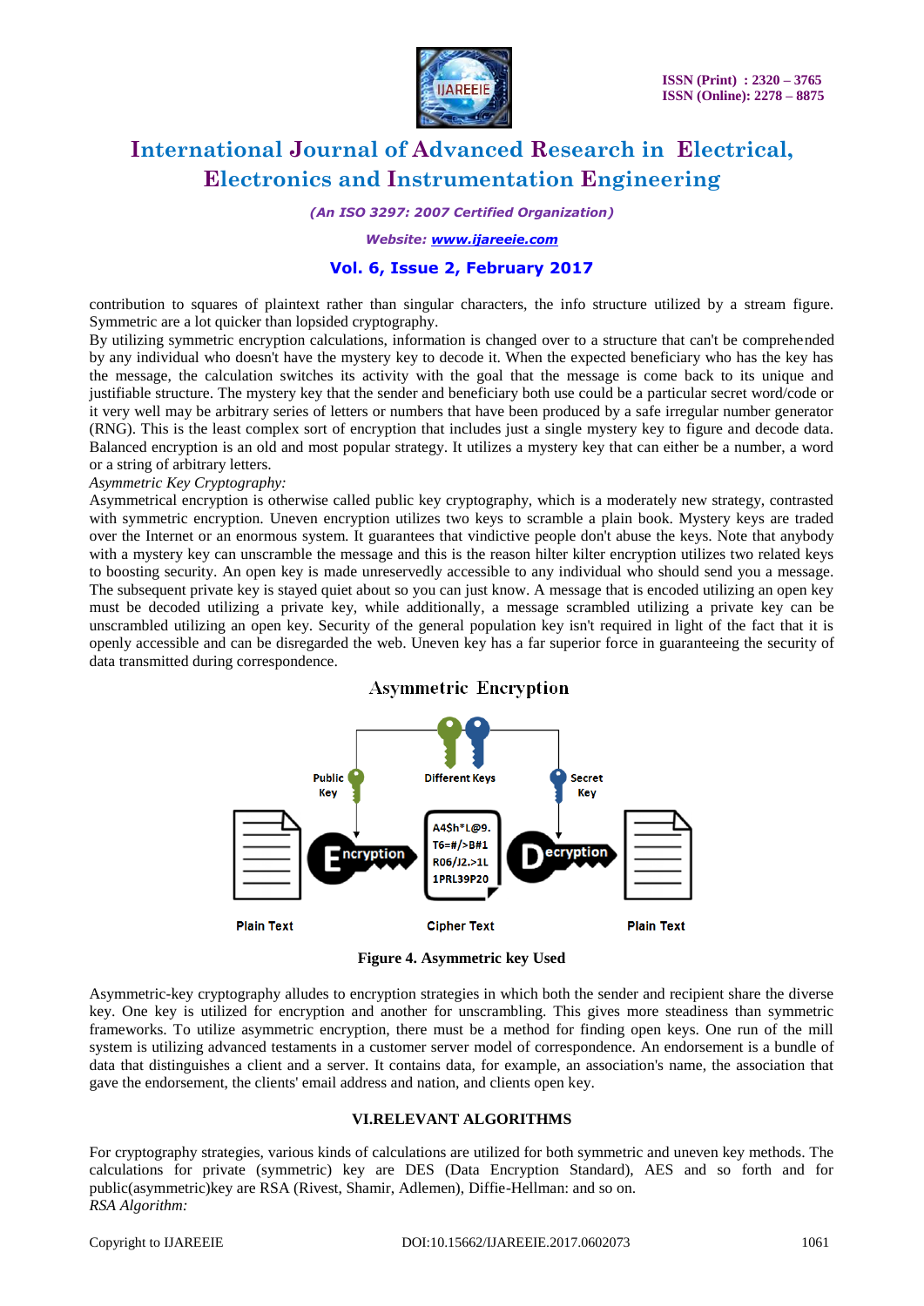contribution to squares of plaintext rather than singular characters, the info structure utilized by a stream figure. Symmetric are a lot quicker than lopsided cryptography.

By utilizing symmetric encryption calculations, information is changed over to a structure that can't be comprehended by any individual who doesn't have the mystery key to decode it. When the expected beneficiary who has the key has the message, the calculation switches its activity with the goal that the message is come back to its unique and justifiable structure. The mystery key that the sender and beneficiary both use could be a particular secret word/code or it very well may be arbitrary series of letters or numbers that have been produced by a safe irregular number generator (RNG). This is the least complex sort of encryption that includes just a single mystery key to figure and decode data. Balanced encryption is an old and most popular strategy. It utilizes a mystery key that can either be a number, a word or a string of arbitrary letters.

*Asymmetric Key Cryptography:*

Asymmetrical encryption is otherwise called public key cryptography, which is a moderately new strategy, contrasted with symmetric encryption. Uneven encryption utilizes two keys to scramble a plain book. Mystery keys are traded over the Internet or an enormous system. It guarantees that vindictive people don't abuse the keys. Note that anybody with a mystery key can unscramble the message and this is the reason hilter kilter encryption utilizes two related keys to boosting security. An open key is made unreservedly accessible to any individual who should send you a message. The subsequent private key is stayed quiet about so you can just know. A message that is encoded utilizing an open key must be decoded utilizing a private key, while additionally, a message scrambled utilizing a private key can be unscrambled utilizing an open key. Security of the general population key isn't required in light of the fact that it is openly accessible and can be disregarded the web. Uneven key has a far superior force in guaranteeing the security of data transmitted during correspondence.

Asymmetric Encryption

Public Key

Different Keys

Secret Key

Encryption

A4$h*L@9.
T6=#/>B#1
R06/J2.>1L
1PRL39P20

Decryption

Plain Text

Cipher Text

Plain Text

**Figure 4. Asymmetric key Used**

Asymmetric-key cryptography alludes to encryption strategies in which both the sender and recipient share the diverse key. One key is utilized for encryption and another for unscrambling. This gives more steadiness than symmetric frameworks. To utilize asymmetric encryption, there must be a method for finding open keys. One run of the mill system is utilizing advanced testaments in a customer server model of correspondence. An endorsement is a bundle of data that distinguishes a client and a server. It contains data, for example, an association's name, the association that gave the endorsement, the clients' email address and nation, and clients open key.

## VI.RELEVANT ALGORITHMS

For cryptography strategies, various kinds of calculations are utilized for both symmetric and uneven key methods. The calculations for private (symmetric) key are DES (Data Encryption Standard), AES and so forth and for public(asymmetric)key are RSA (Rivest, Shamir, Adlemen), Diffie-Hellman: and so on.

*RSA Algorithm:*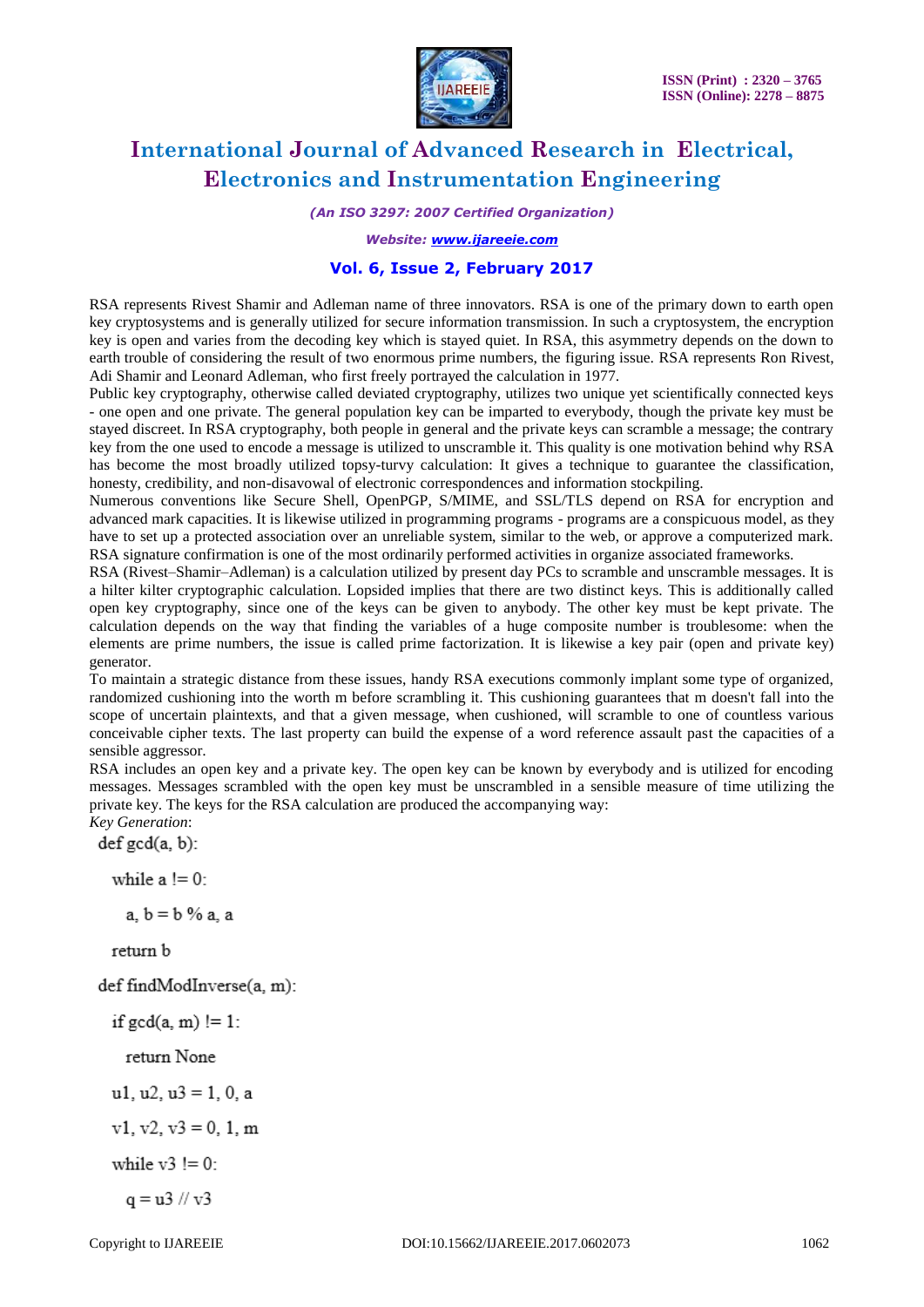RSA represents Rivest Shamir and Adleman name of three innovators. RSA is one of the primary down to earth open key cryptosystems and is generally utilized for secure information transmission. In such a cryptosystem, the encryption key is open and varies from the decoding key which is stayed quiet. In RSA, this asymmetry depends on the down to earth trouble of considering the result of two enormous prime numbers, the figuring issue. RSA represents Ron Rivest, Adi Shamir and Leonard Adleman, who first freely portrayed the calculation in 1977.

Public key cryptography, otherwise called deviated cryptography, utilizes two unique yet scientifically connected keys - one open and one private. The general population key can be imparted to everybody, though the private key must be stayed discreet. In RSA cryptography, both people in general and the private keys can scramble a message; the contrary key from the one used to encode a message is utilized to unscramble it. This quality is one motivation behind why RSA has become the most broadly utilized topsy-turvy calculation: It gives a technique to guarantee the classification, honesty, credibility, and non-disavowal of electronic correspondences and information stockpiling.

Numerous conventions like Secure Shell, OpenPGP, S/MIME, and SSL/TLS depend on RSA for encryption and advanced mark capacities. It is likewise utilized in programming programs - programs are a conspicuous model, as they have to set up a protected association over an unreliable system, similar to the web, or approve a computerized mark. RSA signature confirmation is one of the most ordinarily performed activities in organize associated frameworks.

RSA (Rivest–Shamir–Adleman) is a calculation utilized by present day PCs to scramble and unscramble messages. It is a hilter kilter cryptographic calculation. Lopsided implies that there are two distinct keys. This is additionally called open key cryptography, since one of the keys can be given to anybody. The other key must be kept private. The calculation depends on the way that finding the variables of a huge composite number is troublesome: when the elements are prime numbers, the issue is called prime factorization. It is likewise a key pair (open and private key) generator.

To maintain a strategic distance from these issues, handy RSA executions commonly implant some type of organized, randomized cushioning into the worth m before scrambling it. This cushioning guarantees that m doesn't fall into the scope of uncertain plaintexts, and that a given message, when cushioned, will scramble to one of countless various conceivable cipher texts. The last property can build the expense of a word reference assault past the capacities of a sensible aggressor.

RSA includes an open key and a private key. The open key can be known by everybody and is utilized for encoding messages. Messages scrambled with the open key must be unscrambled in a sensible measure of time utilizing the private key. The keys for the RSA calculation are produced the accompanying way:

*Key Generation*:

```
def gcd(a, b):
  while a != 0:
    a, b = b % a, a
  return b
def findModInverse(a, m):
  if gcd(a, m) != 1:
    return None
  u1, u2, u3 = 1, 0, a
  v1, v2, v3 = 0, 1, m
  while v3 != 0:
    q = u3 // v3
```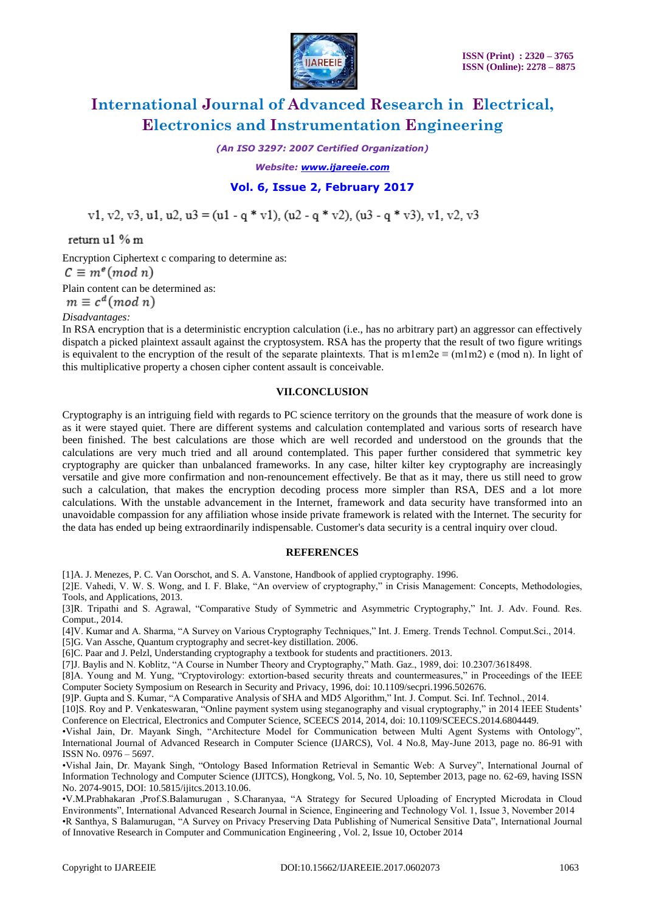```
v1, v2, v3, u1, u2, u3 = (u1 - q * v1), (u2 - q * v2), (u3 - q * v3), v1, v2, v3

return u1 % m
```

Encryption Ciphertext c comparing to determine as:

$C \equiv m^e (mod\ n)$

Plain content can be determined as:

$m \equiv c^d (mod\ n)$

*Disadvantages:*

In RSA encryption that is a deterministic encryption calculation (i.e., has no arbitrary part) an aggressor can effectively dispatch a picked plaintext assault against the cryptosystem. RSA has the property that the result of two figure writings is equivalent to the encryption of the result of the separate plaintexts. That is m1em2e ≡ (m1m2) e (mod n). In light of this multiplicative property a chosen cipher content assault is conceivable.

## VII.CONCLUSION

Cryptography is an intriguing field with regards to PC science territory on the grounds that the measure of work done is as it were stayed quiet. There are different systems and calculation contemplated and various sorts of research have been finished. The best calculations are those which are well recorded and understood on the grounds that the calculations are very much tried and all around contemplated. This paper further considered that symmetric key cryptography are quicker than unbalanced frameworks. In any case, hilter kilter key cryptography are increasingly versatile and give more confirmation and non-renouncement effectively. Be that as it may, there us still need to grow such a calculation, that makes the encryption decoding process more simpler than RSA, DES and a lot more calculations. With the unstable advancement in the Internet, framework and data security have transformed into an unavoidable compassion for any affiliation whose inside private framework is related with the Internet. The security for the data has ended up being extraordinarily indispensable. Customer's data security is a central inquiry over cloud.

## REFERENCES

[1]A. J. Menezes, P. C. Van Oorschot, and S. A. Vanstone, Handbook of applied cryptography. 1996.

[2]E. Vahedi, V. W. S. Wong, and I. F. Blake, "An overview of cryptography," in Crisis Management: Concepts, Methodologies, Tools, and Applications, 2013.

[3]R. Tripathi and S. Agrawal, "Comparative Study of Symmetric and Asymmetric Cryptography," Int. J. Adv. Found. Res. Comput., 2014.

[4]V. Kumar and A. Sharma, "A Survey on Various Cryptography Techniques," Int. J. Emerg. Trends Technol. Comput.Sci., 2014.

[5]G. Van Assche, Quantum cryptography and secret-key distillation. 2006.

[6]C. Paar and J. Pelzl, Understanding cryptography a textbook for students and practitioners. 2013.

[7]J. Baylis and N. Koblitz, "A Course in Number Theory and Cryptography," Math. Gaz., 1989, doi: 10.2307/3618498.

[8]A. Young and M. Yung, "Cryptovirology: extortion-based security threats and countermeasures," in Proceedings of the IEEE Computer Society Symposium on Research in Security and Privacy, 1996, doi: 10.1109/secpri.1996.502676.

[9]P. Gupta and S. Kumar, "A Comparative Analysis of SHA and MD5 Algorithm," Int. J. Comput. Sci. Inf. Technol., 2014.

[10]S. Roy and P. Venkateswaran, "Online payment system using steganography and visual cryptography," in 2014 IEEE Students' Conference on Electrical, Electronics and Computer Science, SCEECS 2014, 2014, doi: 10.1109/SCEECS.2014.6804449.

•Vishal Jain, Dr. Mayank Singh, "Architecture Model for Communication between Multi Agent Systems with Ontology", International Journal of Advanced Research in Computer Science (IJARCS), Vol. 4 No.8, May-June 2013, page no. 86-91 with ISSN No. 0976 – 5697.

•Vishal Jain, Dr. Mayank Singh, "Ontology Based Information Retrieval in Semantic Web: A Survey", International Journal of Information Technology and Computer Science (IJITCS), Hongkong, Vol. 5, No. 10, September 2013, page no. 62-69, having ISSN No. 2074-9015, DOI: 10.5815/ijitcs.2013.10.06.

•V.M.Prabhakaran ,Prof.S.Balamurugan , S.Charanyaa, "A Strategy for Secured Uploading of Encrypted Microdata in Cloud Environments", International Advanced Research Journal in Science, Engineering and Technology Vol. 1, Issue 3, November 2014

•R Santhya, S Balamurugan, "A Survey on Privacy Preserving Data Publishing of Numerical Sensitive Data", International Journal of Innovative Research in Computer and Communication Engineering , Vol. 2, Issue 10, October 2014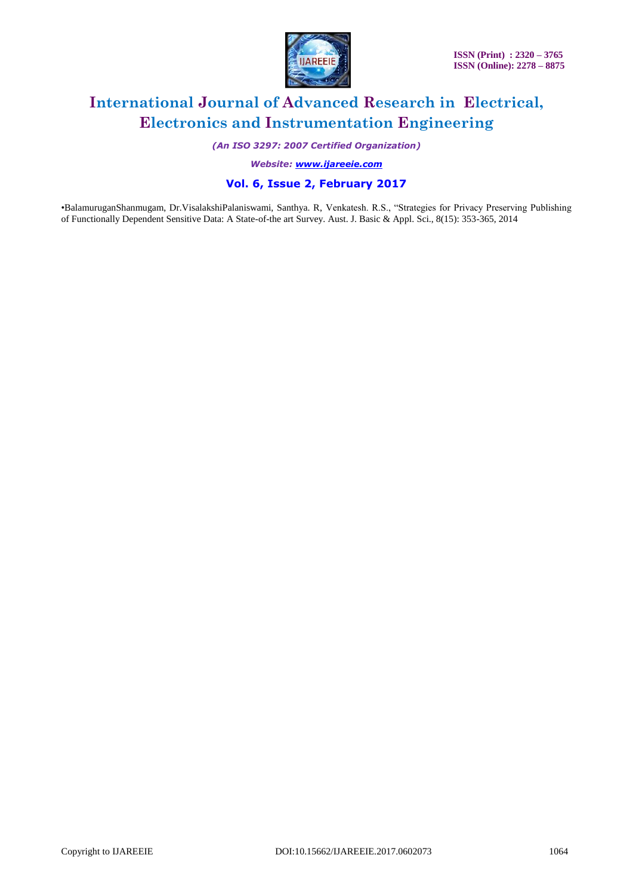•BalamuruganShanmugam, Dr.VisalakshiPalaniswami, Santhya. R, Venkatesh. R.S., "Strategies for Privacy Preserving Publishing of Functionally Dependent Sensitive Data: A State-of-the art Survey. Aust. J. Basic & Appl. Sci., 8(15): 353-365, 2014